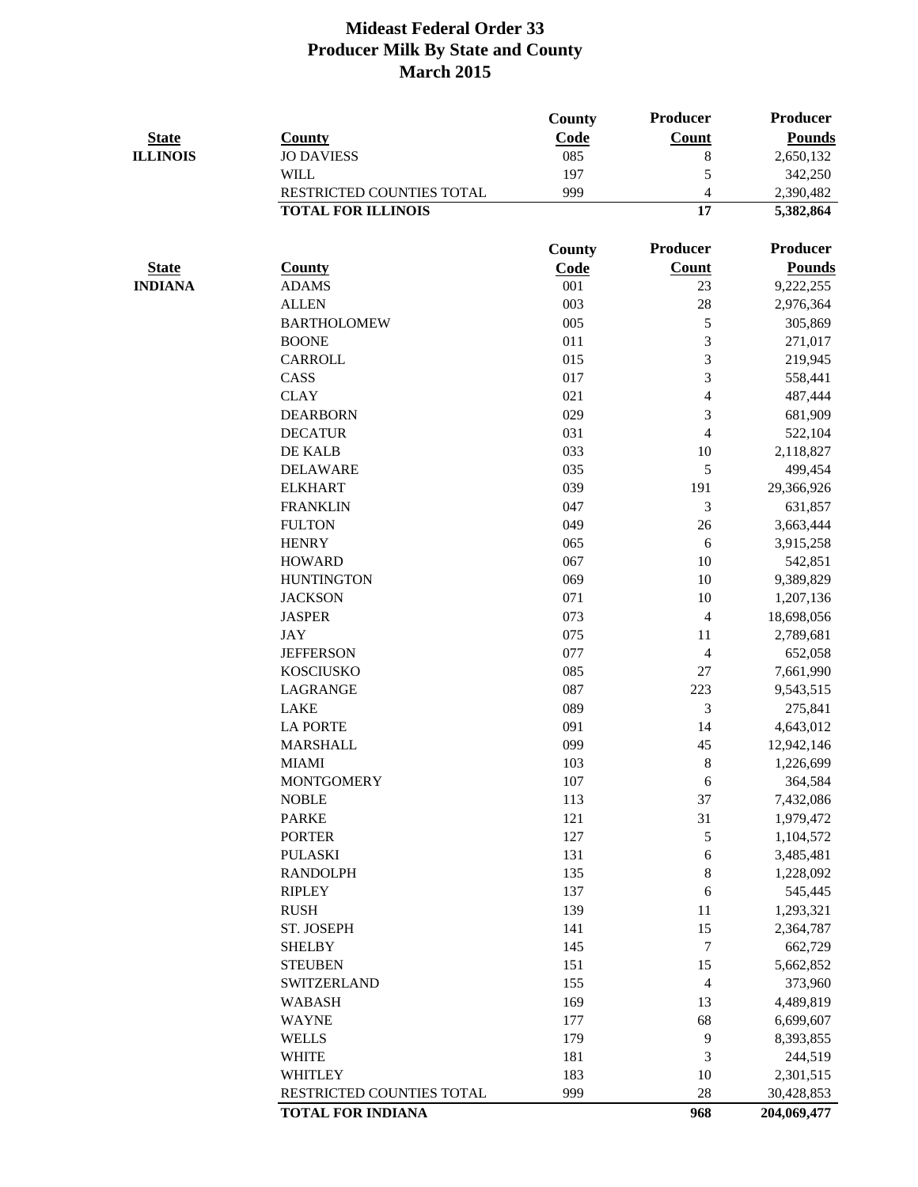# Mideast Federal Order 33
## Producer Milk By State and County
## March 2015

| State | County | County Code | Producer Count | Producer Pounds |
|---|---|---|---|---|
| ILLINOIS | JO DAVIESS | 085 | 8 | 2,650,132 |
| | WILL | 197 | 5 | 342,250 |
| | RESTRICTED COUNTIES TOTAL | 999 | 4 | 2,390,482 |
| | **TOTAL FOR ILLINOIS** | | **17** | **5,382,864** |

| State | County | County Code | Producer Count | Producer Pounds |
|---|---|---|---|---|
| INDIANA | ADAMS | 001 | 23 | 9,222,255 |
| | ALLEN | 003 | 28 | 2,976,364 |
| | BARTHOLOMEW | 005 | 5 | 305,869 |
| | BOONE | 011 | 3 | 271,017 |
| | CARROLL | 015 | 3 | 219,945 |
| | CASS | 017 | 3 | 558,441 |
| | CLAY | 021 | 4 | 487,444 |
| | DEARBORN | 029 | 3 | 681,909 |
| | DECATUR | 031 | 4 | 522,104 |
| | DE KALB | 033 | 10 | 2,118,827 |
| | DELAWARE | 035 | 5 | 499,454 |
| | ELKHART | 039 | 191 | 29,366,926 |
| | FRANKLIN | 047 | 3 | 631,857 |
| | FULTON | 049 | 26 | 3,663,444 |
| | HENRY | 065 | 6 | 3,915,258 |
| | HOWARD | 067 | 10 | 542,851 |
| | HUNTINGTON | 069 | 10 | 9,389,829 |
| | JACKSON | 071 | 10 | 1,207,136 |
| | JASPER | 073 | 4 | 18,698,056 |
| | JAY | 075 | 11 | 2,789,681 |
| | JEFFERSON | 077 | 4 | 652,058 |
| | KOSCIUSKO | 085 | 27 | 7,661,990 |
| | LAGRANGE | 087 | 223 | 9,543,515 |
| | LAKE | 089 | 3 | 275,841 |
| | LA PORTE | 091 | 14 | 4,643,012 |
| | MARSHALL | 099 | 45 | 12,942,146 |
| | MIAMI | 103 | 8 | 1,226,699 |
| | MONTGOMERY | 107 | 6 | 364,584 |
| | NOBLE | 113 | 37 | 7,432,086 |
| | PARKE | 121 | 31 | 1,979,472 |
| | PORTER | 127 | 5 | 1,104,572 |
| | PULASKI | 131 | 6 | 3,485,481 |
| | RANDOLPH | 135 | 8 | 1,228,092 |
| | RIPLEY | 137 | 6 | 545,445 |
| | RUSH | 139 | 11 | 1,293,321 |
| | ST. JOSEPH | 141 | 15 | 2,364,787 |
| | SHELBY | 145 | 7 | 662,729 |
| | STEUBEN | 151 | 15 | 5,662,852 |
| | SWITZERLAND | 155 | 4 | 373,960 |
| | WABASH | 169 | 13 | 4,489,819 |
| | WAYNE | 177 | 68 | 6,699,607 |
| | WELLS | 179 | 9 | 8,393,855 |
| | WHITE | 181 | 3 | 244,519 |
| | WHITLEY | 183 | 10 | 2,301,515 |
| | RESTRICTED COUNTIES TOTAL | 999 | 28 | 30,428,853 |
| | **TOTAL FOR INDIANA** | | **968** | **204,069,477** |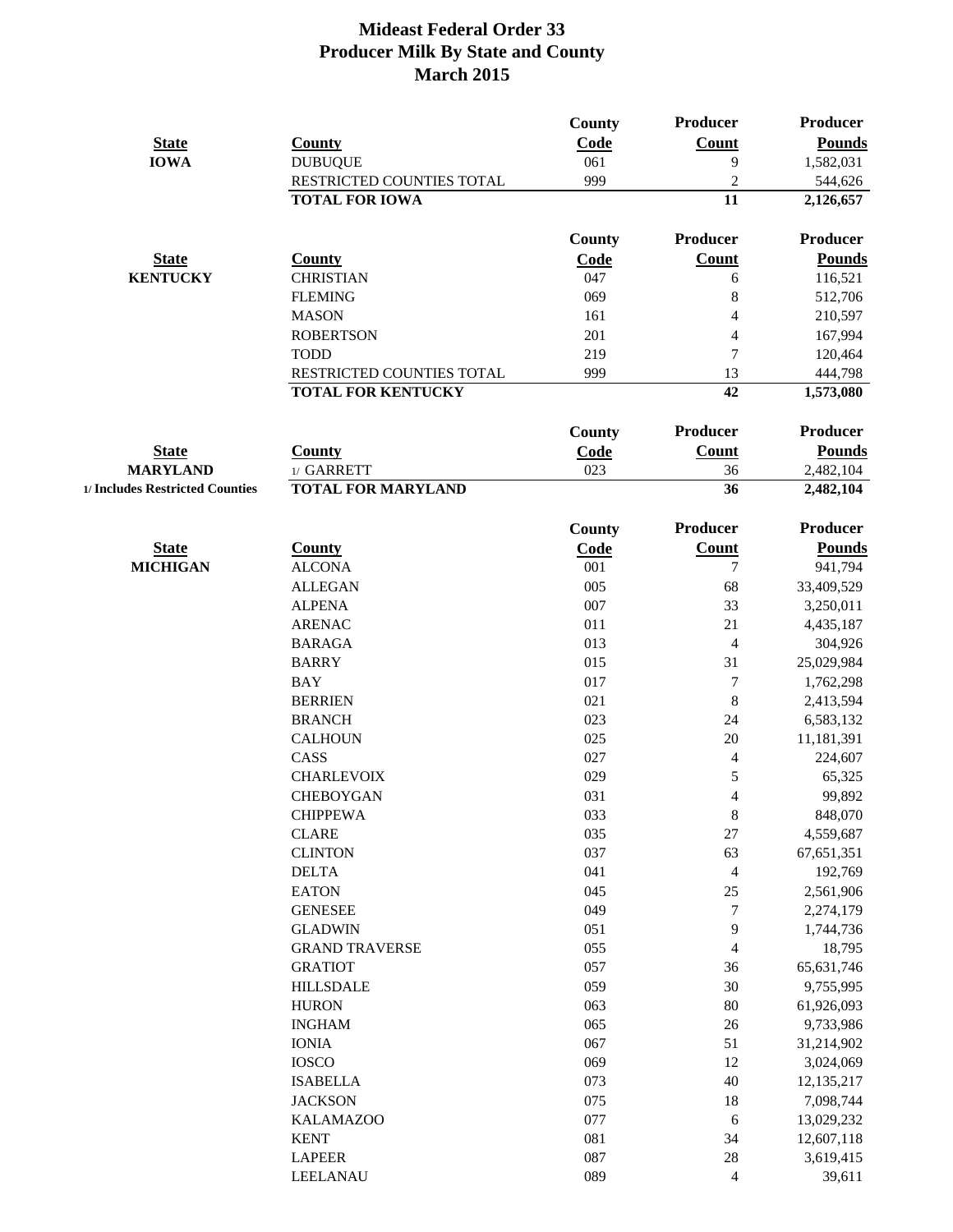# Mideast Federal Order 33
## Producer Milk By State and County
## March 2015

| State | County | County Code | Producer Count | Producer Pounds |
|---|---|---|---|---|
| IOWA | DUBUQUE | 061 | 9 | 1,582,031 |
| | RESTRICTED COUNTIES TOTAL | 999 | 2 | 544,626 |
| | **TOTAL FOR IOWA** | | **11** | **2,126,657** |

| State | County | County Code | Producer Count | Producer Pounds |
|---|---|---|---|---|
| KENTUCKY | CHRISTIAN | 047 | 6 | 116,521 |
| | FLEMING | 069 | 8 | 512,706 |
| | MASON | 161 | 4 | 210,597 |
| | ROBERTSON | 201 | 4 | 167,994 |
| | TODD | 219 | 7 | 120,464 |
| | RESTRICTED COUNTIES TOTAL | 999 | 13 | 444,798 |
| | **TOTAL FOR KENTUCKY** | | **42** | **1,573,080** |

| State | County | County Code | Producer Count | Producer Pounds |
|---|---|---|---|---|
| MARYLAND | 1/ GARRETT | 023 | 36 | 2,482,104 |
| 1/ Includes Restricted Counties | **TOTAL FOR MARYLAND** | | **36** | **2,482,104** |

| State | County | County Code | Producer Count | Producer Pounds |
|---|---|---|---|---|
| MICHIGAN | ALCONA | 001 | 7 | 941,794 |
| | ALLEGAN | 005 | 68 | 33,409,529 |
| | ALPENA | 007 | 33 | 3,250,011 |
| | ARENAC | 011 | 21 | 4,435,187 |
| | BARAGA | 013 | 4 | 304,926 |
| | BARRY | 015 | 31 | 25,029,984 |
| | BAY | 017 | 7 | 1,762,298 |
| | BERRIEN | 021 | 8 | 2,413,594 |
| | BRANCH | 023 | 24 | 6,583,132 |
| | CALHOUN | 025 | 20 | 11,181,391 |
| | CASS | 027 | 4 | 224,607 |
| | CHARLEVOIX | 029 | 5 | 65,325 |
| | CHEBOYGAN | 031 | 4 | 99,892 |
| | CHIPPEWA | 033 | 8 | 848,070 |
| | CLARE | 035 | 27 | 4,559,687 |
| | CLINTON | 037 | 63 | 67,651,351 |
| | DELTA | 041 | 4 | 192,769 |
| | EATON | 045 | 25 | 2,561,906 |
| | GENESEE | 049 | 7 | 2,274,179 |
| | GLADWIN | 051 | 9 | 1,744,736 |
| | GRAND TRAVERSE | 055 | 4 | 18,795 |
| | GRATIOT | 057 | 36 | 65,631,746 |
| | HILLSDALE | 059 | 30 | 9,755,995 |
| | HURON | 063 | 80 | 61,926,093 |
| | INGHAM | 065 | 26 | 9,733,986 |
| | IONIA | 067 | 51 | 31,214,902 |
| | IOSCO | 069 | 12 | 3,024,069 |
| | ISABELLA | 073 | 40 | 12,135,217 |
| | JACKSON | 075 | 18 | 7,098,744 |
| | KALAMAZOO | 077 | 6 | 13,029,232 |
| | KENT | 081 | 34 | 12,607,118 |
| | LAPEER | 087 | 28 | 3,619,415 |
| | LEELANAU | 089 | 4 | 39,611 |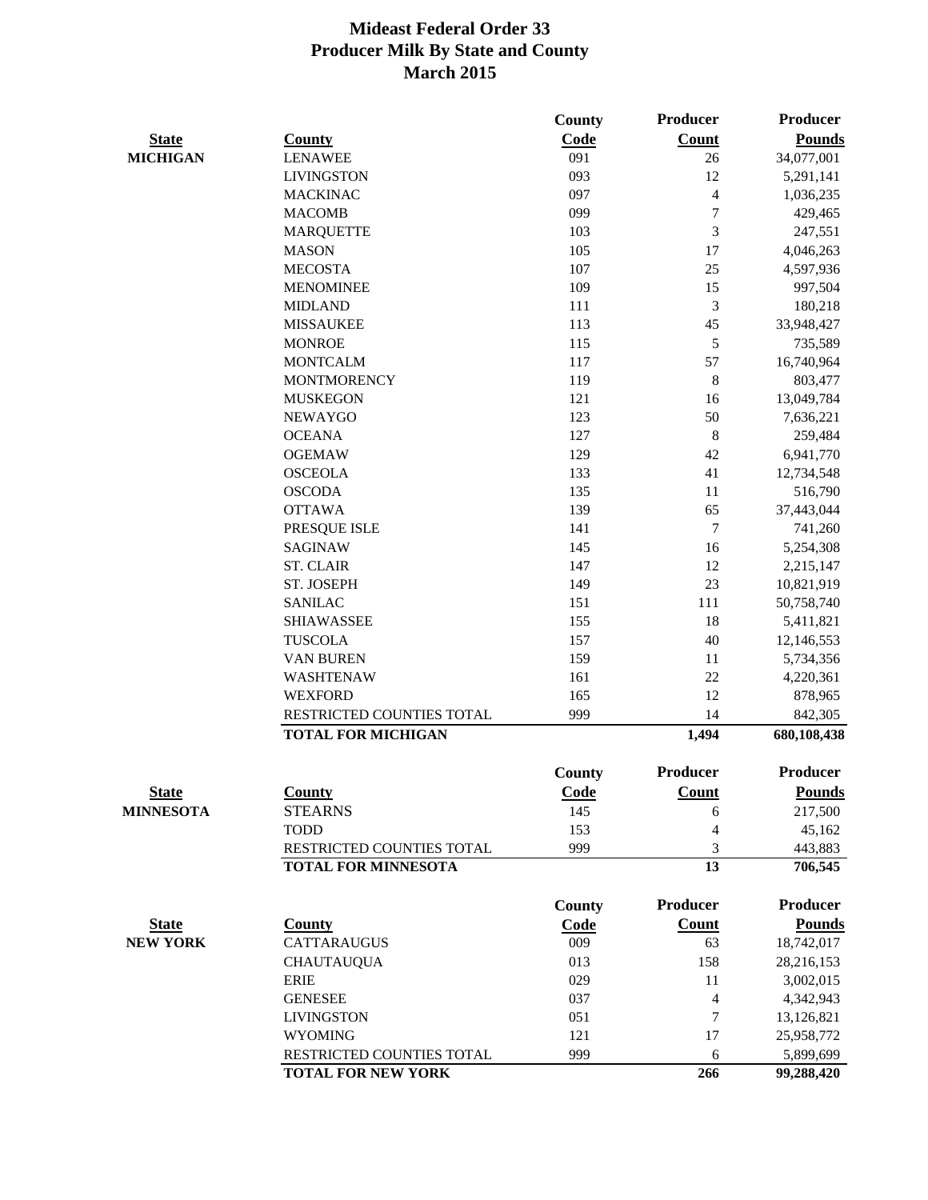# Mideast Federal Order 33
## Producer Milk By State and County
## March 2015

| State | County | County Code | Producer Count | Producer Pounds |
|---|---|---|---|---|
| **MICHIGAN** | LENAWEE | 091 | 26 | 34,077,001 |
| | LIVINGSTON | 093 | 12 | 5,291,141 |
| | MACKINAC | 097 | 4 | 1,036,235 |
| | MACOMB | 099 | 7 | 429,465 |
| | MARQUETTE | 103 | 3 | 247,551 |
| | MASON | 105 | 17 | 4,046,263 |
| | MECOSTA | 107 | 25 | 4,597,936 |
| | MENOMINEE | 109 | 15 | 997,504 |
| | MIDLAND | 111 | 3 | 180,218 |
| | MISSAUKEE | 113 | 45 | 33,948,427 |
| | MONROE | 115 | 5 | 735,589 |
| | MONTCALM | 117 | 57 | 16,740,964 |
| | MONTMORENCY | 119 | 8 | 803,477 |
| | MUSKEGON | 121 | 16 | 13,049,784 |
| | NEWAYGO | 123 | 50 | 7,636,221 |
| | OCEANA | 127 | 8 | 259,484 |
| | OGEMAW | 129 | 42 | 6,941,770 |
| | OSCEOLA | 133 | 41 | 12,734,548 |
| | OSCODA | 135 | 11 | 516,790 |
| | OTTAWA | 139 | 65 | 37,443,044 |
| | PRESQUE ISLE | 141 | 7 | 741,260 |
| | SAGINAW | 145 | 16 | 5,254,308 |
| | ST. CLAIR | 147 | 12 | 2,215,147 |
| | ST. JOSEPH | 149 | 23 | 10,821,919 |
| | SANILAC | 151 | 111 | 50,758,740 |
| | SHIAWASSEE | 155 | 18 | 5,411,821 |
| | TUSCOLA | 157 | 40 | 12,146,553 |
| | VAN BUREN | 159 | 11 | 5,734,356 |
| | WASHTENAW | 161 | 22 | 4,220,361 |
| | WEXFORD | 165 | 12 | 878,965 |
| | RESTRICTED COUNTIES TOTAL | 999 | 14 | 842,305 |
| | **TOTAL FOR MICHIGAN** | | **1,494** | **680,108,438** |

| State | County | County Code | Producer Count | Producer Pounds |
|---|---|---|---|---|
| **MINNESOTA** | STEARNS | 145 | 6 | 217,500 |
| | TODD | 153 | 4 | 45,162 |
| | RESTRICTED COUNTIES TOTAL | 999 | 3 | 443,883 |
| | **TOTAL FOR MINNESOTA** | | **13** | **706,545** |

| State | County | County Code | Producer Count | Producer Pounds |
|---|---|---|---|---|
| **NEW YORK** | CATTARAUGUS | 009 | 63 | 18,742,017 |
| | CHAUTAUQUA | 013 | 158 | 28,216,153 |
| | ERIE | 029 | 11 | 3,002,015 |
| | GENESEE | 037 | 4 | 4,342,943 |
| | LIVINGSTON | 051 | 7 | 13,126,821 |
| | WYOMING | 121 | 17 | 25,958,772 |
| | RESTRICTED COUNTIES TOTAL | 999 | 6 | 5,899,699 |
| | **TOTAL FOR NEW YORK** | | **266** | **99,288,420** |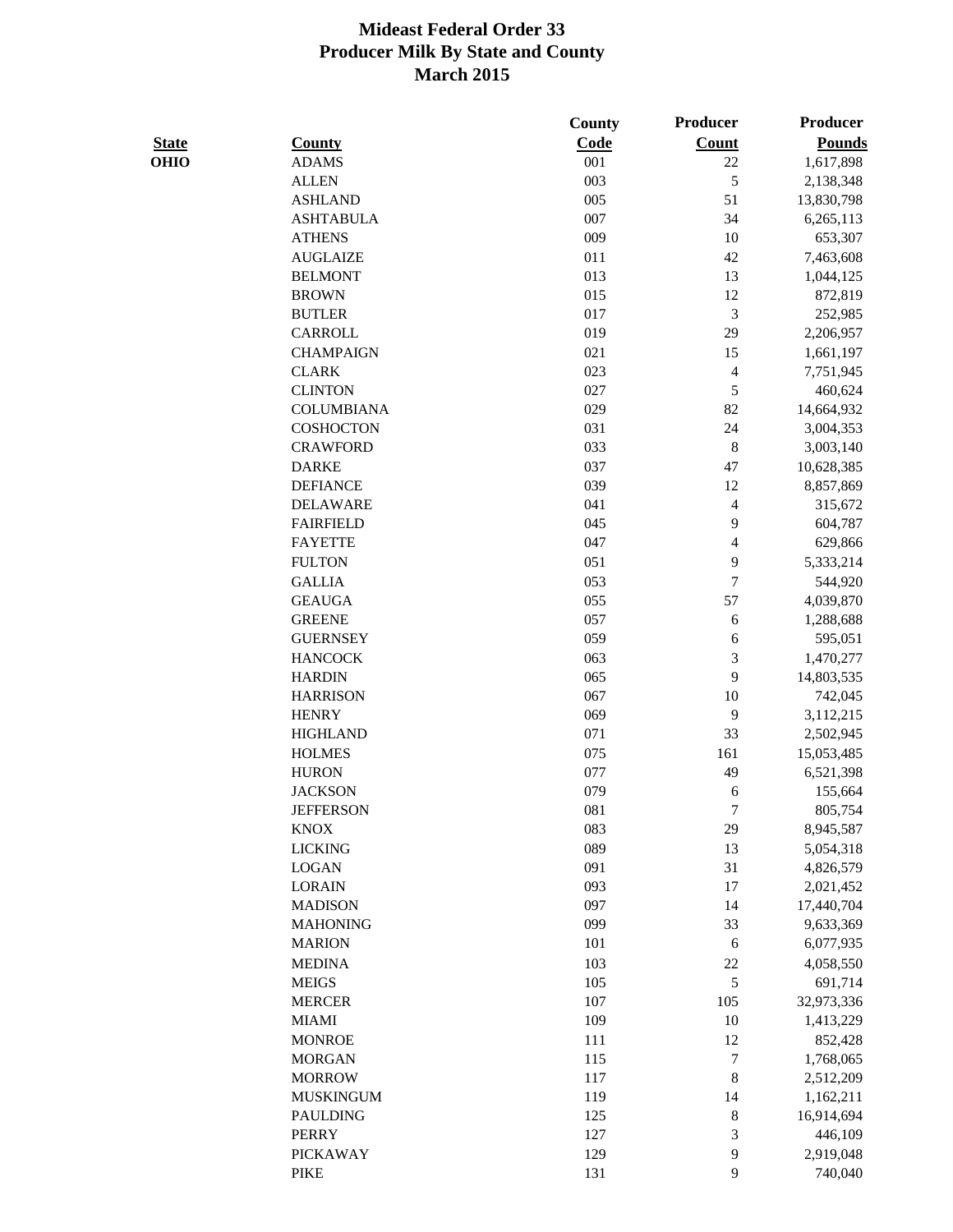# Mideast Federal Order 33
## Producer Milk By State and County
## March 2015

| State | County | County Code | Producer Count | Producer Pounds |
|---|---|---|---|---|
| OHIO | ADAMS | 001 | 22 | 1,617,898 |
| | ALLEN | 003 | 5 | 2,138,348 |
| | ASHLAND | 005 | 51 | 13,830,798 |
| | ASHTABULA | 007 | 34 | 6,265,113 |
| | ATHENS | 009 | 10 | 653,307 |
| | AUGLAIZE | 011 | 42 | 7,463,608 |
| | BELMONT | 013 | 13 | 1,044,125 |
| | BROWN | 015 | 12 | 872,819 |
| | BUTLER | 017 | 3 | 252,985 |
| | CARROLL | 019 | 29 | 2,206,957 |
| | CHAMPAIGN | 021 | 15 | 1,661,197 |
| | CLARK | 023 | 4 | 7,751,945 |
| | CLINTON | 027 | 5 | 460,624 |
| | COLUMBIANA | 029 | 82 | 14,664,932 |
| | COSHOCTON | 031 | 24 | 3,004,353 |
| | CRAWFORD | 033 | 8 | 3,003,140 |
| | DARKE | 037 | 47 | 10,628,385 |
| | DEFIANCE | 039 | 12 | 8,857,869 |
| | DELAWARE | 041 | 4 | 315,672 |
| | FAIRFIELD | 045 | 9 | 604,787 |
| | FAYETTE | 047 | 4 | 629,866 |
| | FULTON | 051 | 9 | 5,333,214 |
| | GALLIA | 053 | 7 | 544,920 |
| | GEAUGA | 055 | 57 | 4,039,870 |
| | GREENE | 057 | 6 | 1,288,688 |
| | GUERNSEY | 059 | 6 | 595,051 |
| | HANCOCK | 063 | 3 | 1,470,277 |
| | HARDIN | 065 | 9 | 14,803,535 |
| | HARRISON | 067 | 10 | 742,045 |
| | HENRY | 069 | 9 | 3,112,215 |
| | HIGHLAND | 071 | 33 | 2,502,945 |
| | HOLMES | 075 | 161 | 15,053,485 |
| | HURON | 077 | 49 | 6,521,398 |
| | JACKSON | 079 | 6 | 155,664 |
| | JEFFERSON | 081 | 7 | 805,754 |
| | KNOX | 083 | 29 | 8,945,587 |
| | LICKING | 089 | 13 | 5,054,318 |
| | LOGAN | 091 | 31 | 4,826,579 |
| | LORAIN | 093 | 17 | 2,021,452 |
| | MADISON | 097 | 14 | 17,440,704 |
| | MAHONING | 099 | 33 | 9,633,369 |
| | MARION | 101 | 6 | 6,077,935 |
| | MEDINA | 103 | 22 | 4,058,550 |
| | MEIGS | 105 | 5 | 691,714 |
| | MERCER | 107 | 105 | 32,973,336 |
| | MIAMI | 109 | 10 | 1,413,229 |
| | MONROE | 111 | 12 | 852,428 |
| | MORGAN | 115 | 7 | 1,768,065 |
| | MORROW | 117 | 8 | 2,512,209 |
| | MUSKINGUM | 119 | 14 | 1,162,211 |
| | PAULDING | 125 | 8 | 16,914,694 |
| | PERRY | 127 | 3 | 446,109 |
| | PICKAWAY | 129 | 9 | 2,919,048 |
| | PIKE | 131 | 9 | 740,040 |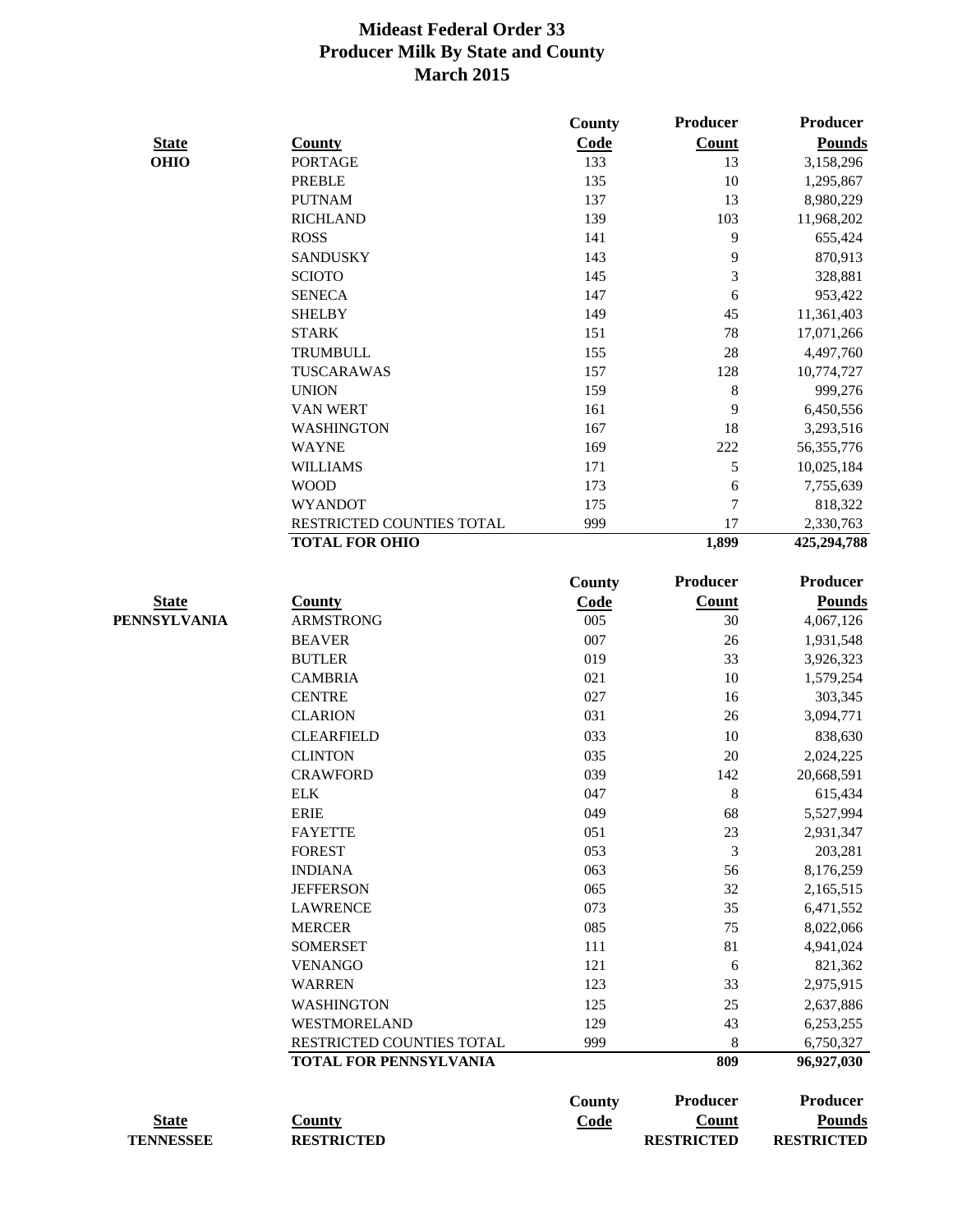# Mideast Federal Order 33
## Producer Milk By State and County
## March 2015

| State | County | County Code | Producer Count | Producer Pounds |
|---|---|---|---|---|
| **OHIO** | PORTAGE | 133 | 13 | 3,158,296 |
| | PREBLE | 135 | 10 | 1,295,867 |
| | PUTNAM | 137 | 13 | 8,980,229 |
| | RICHLAND | 139 | 103 | 11,968,202 |
| | ROSS | 141 | 9 | 655,424 |
| | SANDUSKY | 143 | 9 | 870,913 |
| | SCIOTO | 145 | 3 | 328,881 |
| | SENECA | 147 | 6 | 953,422 |
| | SHELBY | 149 | 45 | 11,361,403 |
| | STARK | 151 | 78 | 17,071,266 |
| | TRUMBULL | 155 | 28 | 4,497,760 |
| | TUSCARAWAS | 157 | 128 | 10,774,727 |
| | UNION | 159 | 8 | 999,276 |
| | VAN WERT | 161 | 9 | 6,450,556 |
| | WASHINGTON | 167 | 18 | 3,293,516 |
| | WAYNE | 169 | 222 | 56,355,776 |
| | WILLIAMS | 171 | 5 | 10,025,184 |
| | WOOD | 173 | 6 | 7,755,639 |
| | WYANDOT | 175 | 7 | 818,322 |
| | RESTRICTED COUNTIES TOTAL | 999 | 17 | 2,330,763 |
| | **TOTAL FOR OHIO** | | **1,899** | **425,294,788** |

| State | County | County Code | Producer Count | Producer Pounds |
|---|---|---|---|---|
| **PENNSYLVANIA** | ARMSTRONG | 005 | 30 | 4,067,126 |
| | BEAVER | 007 | 26 | 1,931,548 |
| | BUTLER | 019 | 33 | 3,926,323 |
| | CAMBRIA | 021 | 10 | 1,579,254 |
| | CENTRE | 027 | 16 | 303,345 |
| | CLARION | 031 | 26 | 3,094,771 |
| | CLEARFIELD | 033 | 10 | 838,630 |
| | CLINTON | 035 | 20 | 2,024,225 |
| | CRAWFORD | 039 | 142 | 20,668,591 |
| | ELK | 047 | 8 | 615,434 |
| | ERIE | 049 | 68 | 5,527,994 |
| | FAYETTE | 051 | 23 | 2,931,347 |
| | FOREST | 053 | 3 | 203,281 |
| | INDIANA | 063 | 56 | 8,176,259 |
| | JEFFERSON | 065 | 32 | 2,165,515 |
| | LAWRENCE | 073 | 35 | 6,471,552 |
| | MERCER | 085 | 75 | 8,022,066 |
| | SOMERSET | 111 | 81 | 4,941,024 |
| | VENANGO | 121 | 6 | 821,362 |
| | WARREN | 123 | 33 | 2,975,915 |
| | WASHINGTON | 125 | 25 | 2,637,886 |
| | WESTMORELAND | 129 | 43 | 6,253,255 |
| | RESTRICTED COUNTIES TOTAL | 999 | 8 | 6,750,327 |
| | **TOTAL FOR PENNSYLVANIA** | | **809** | **96,927,030** |

| State | County | County Code | Producer Count | Producer Pounds |
|---|---|---|---|---|
| **TENNESSEE** | **RESTRICTED** | | **RESTRICTED** | **RESTRICTED** |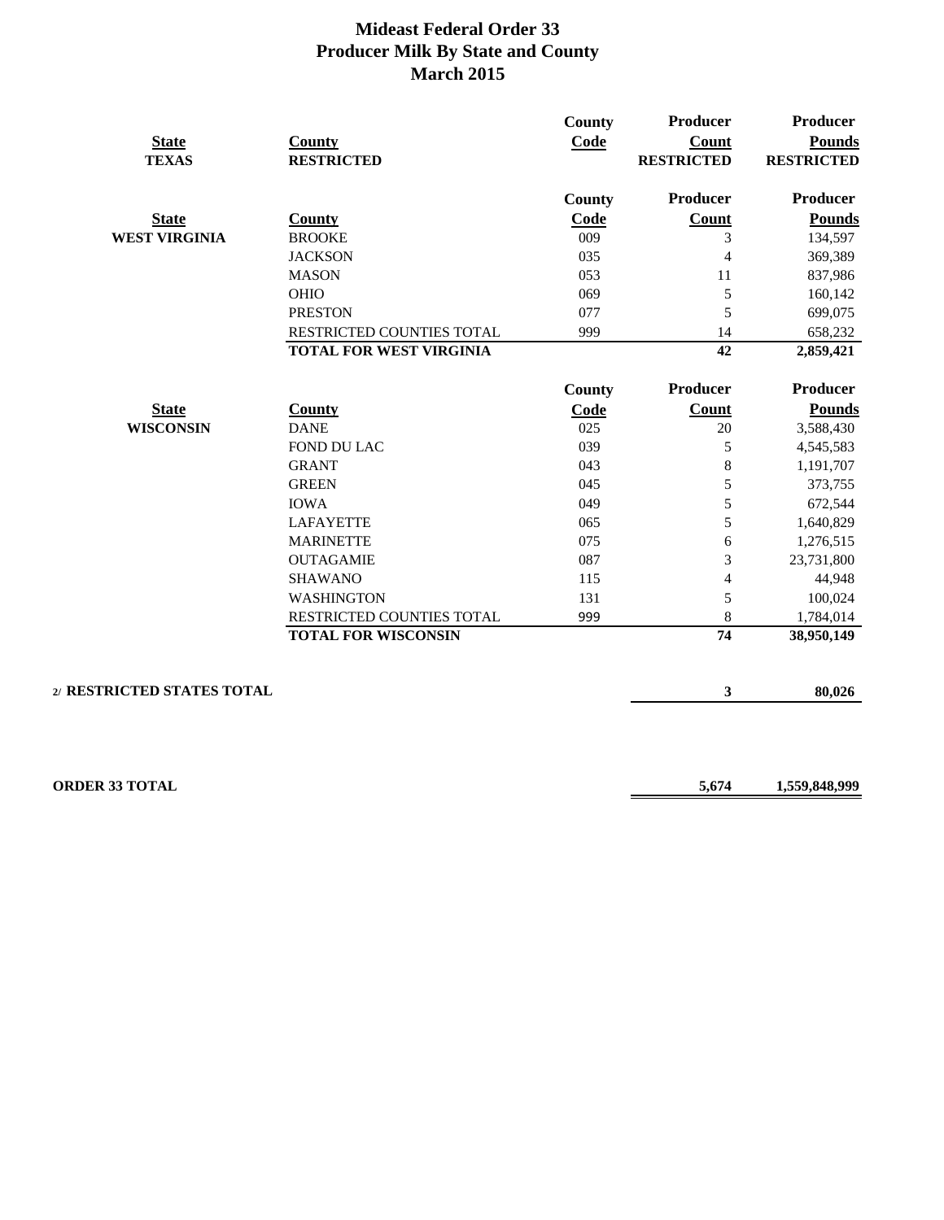# Mideast Federal Order 33
## Producer Milk By State and County
## March 2015

| State | County | County Code | Producer Count | Producer Pounds |
|---|---|---|---|---|
| **TEXAS** | **RESTRICTED** | | **RESTRICTED** | **RESTRICTED** |

| State | County | County Code | Producer Count | Producer Pounds |
|---|---|---|---|---|
| **WEST VIRGINIA** | BROOKE | 009 | 3 | 134,597 |
| | JACKSON | 035 | 4 | 369,389 |
| | MASON | 053 | 11 | 837,986 |
| | OHIO | 069 | 5 | 160,142 |
| | PRESTON | 077 | 5 | 699,075 |
| | RESTRICTED COUNTIES TOTAL | 999 | 14 | 658,232 |
| | **TOTAL FOR WEST VIRGINIA** | | **42** | **2,859,421** |

| State | County | County Code | Producer Count | Producer Pounds |
|---|---|---|---|---|
| **WISCONSIN** | DANE | 025 | 20 | 3,588,430 |
| | FOND DU LAC | 039 | 5 | 4,545,583 |
| | GRANT | 043 | 8 | 1,191,707 |
| | GREEN | 045 | 5 | 373,755 |
| | IOWA | 049 | 5 | 672,544 |
| | LAFAYETTE | 065 | 5 | 1,640,829 |
| | MARINETTE | 075 | 6 | 1,276,515 |
| | OUTAGAMIE | 087 | 3 | 23,731,800 |
| | SHAWANO | 115 | 4 | 44,948 |
| | WASHINGTON | 131 | 5 | 100,024 |
| | RESTRICTED COUNTIES TOTAL | 999 | 8 | 1,784,014 |
| | **TOTAL FOR WISCONSIN** | | **74** | **38,950,149** |

| | Producer Count | Producer Pounds |
|---|---|---|
| 2/ **RESTRICTED STATES TOTAL** | **3** | **80,026** |
| **ORDER 33 TOTAL** | **5,674** | **1,559,848,999** |